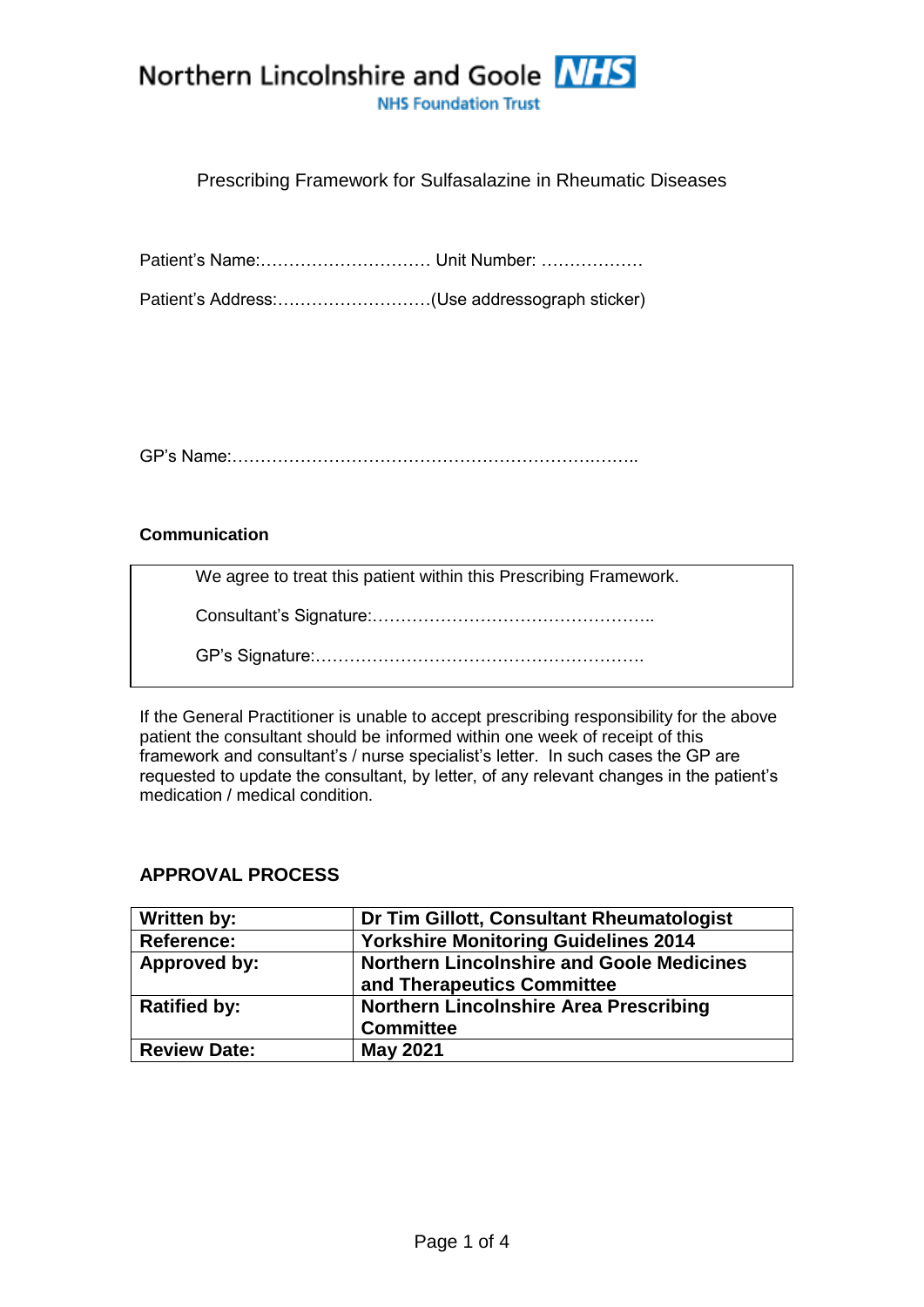Northern Lincolnshire and Goole NHS

NHS Foundation Trust

# Prescribing Framework for Sulfasalazine in Rheumatic Diseases

Patient's Name:………………………… Unit Number: ………………

Patient's Address:………………………(Use addressograph sticker)

GP's Name:……………………………………………………….……..

**Communication**

We agree to treat this patient within this Prescribing Framework.

Consultant's Signature:…………………………………………..

GP's Signature:………………………………………………….

If the General Practitioner is unable to accept prescribing responsibility for the above patient the consultant should be informed within one week of receipt of this framework and consultant's / nurse specialist's letter. In such cases the GP are requested to update the consultant, by letter, of any relevant changes in the patient's medication / medical condition.

## APPROVAL PROCESS

| | |
|---|---|
| **Written by:** | **Dr Tim Gillott, Consultant Rheumatologist** |
| **Reference:** | **Yorkshire Monitoring Guidelines 2014** |
| **Approved by:** | **Northern Lincolnshire and Goole Medicines and Therapeutics Committee** |
| **Ratified by:** | **Northern Lincolnshire Area Prescribing Committee** |
| **Review Date:** | **May 2021** |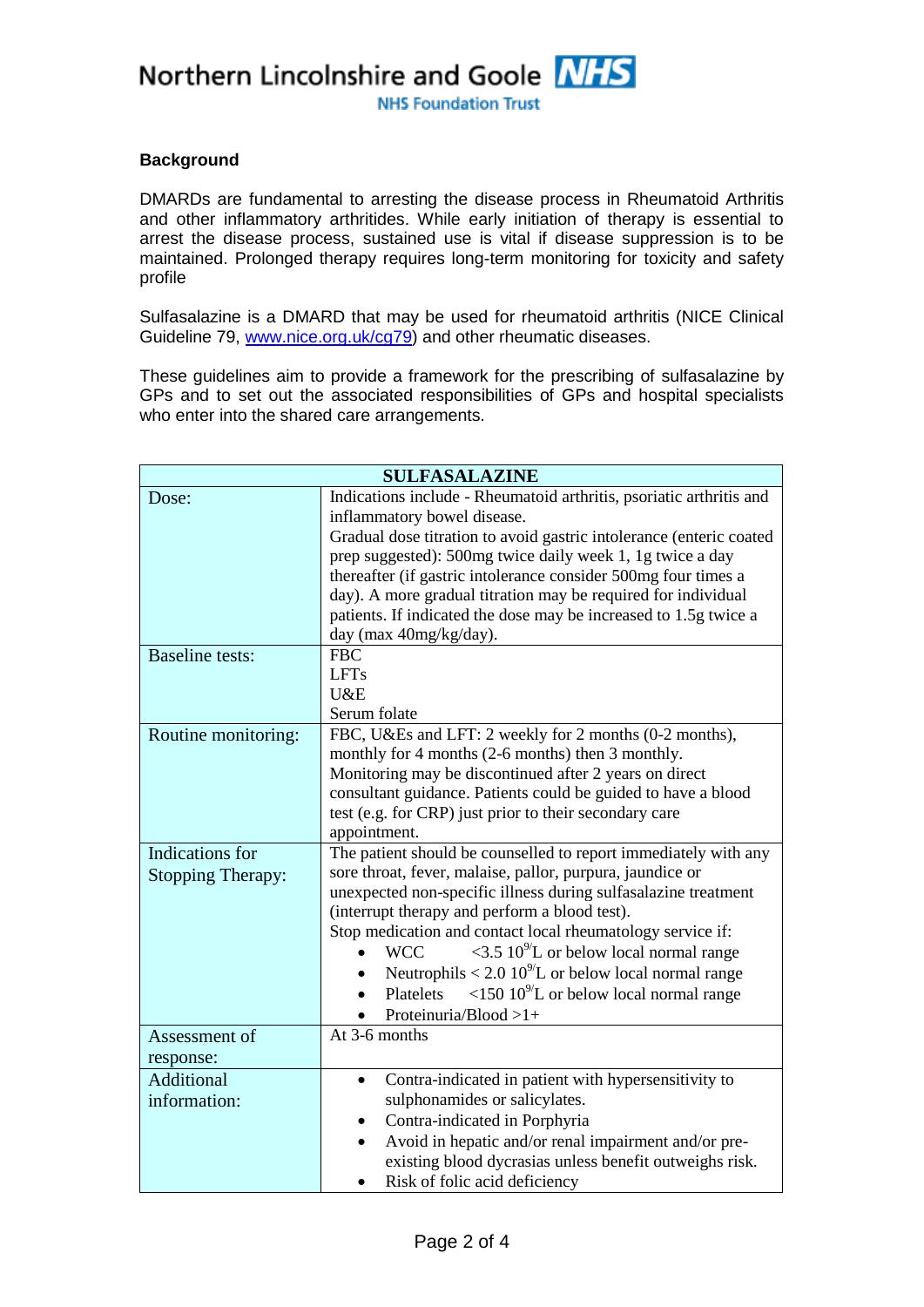## Background

DMARDs are fundamental to arresting the disease process in Rheumatoid Arthritis and other inflammatory arthritides. While early initiation of therapy is essential to arrest the disease process, sustained use is vital if disease suppression is to be maintained. Prolonged therapy requires long-term monitoring for toxicity and safety profile

Sulfasalazine is a DMARD that may be used for rheumatoid arthritis (NICE Clinical Guideline 79, www.nice.org.uk/cg79) and other rheumatic diseases.

These guidelines aim to provide a framework for the prescribing of sulfasalazine by GPs and to set out the associated responsibilities of GPs and hospital specialists who enter into the shared care arrangements.

| SULFASALAZINE | |
|---|---|
| Dose: | Indications include - Rheumatoid arthritis, psoriatic arthritis and inflammatory bowel disease.<br>Gradual dose titration to avoid gastric intolerance (enteric coated prep suggested): 500mg twice daily week 1, 1g twice a day thereafter (if gastric intolerance consider 500mg four times a day). A more gradual titration may be required for individual patients. If indicated the dose may be increased to 1.5g twice a day (max 40mg/kg/day). |
| Baseline tests: | FBC<br>LFTs<br>U&E<br>Serum folate |
| Routine monitoring: | FBC, U&Es and LFT: 2 weekly for 2 months (0-2 months), monthly for 4 months (2-6 months) then 3 monthly.<br>Monitoring may be discontinued after 2 years on direct consultant guidance. Patients could be guided to have a blood test (e.g. for CRP) just prior to their secondary care appointment. |
| Indications for Stopping Therapy: | The patient should be counselled to report immediately with any sore throat, fever, malaise, pallor, purpura, jaundice or unexpected non-specific illness during sulfasalazine treatment (interrupt therapy and perform a blood test).<br>Stop medication and contact local rheumatology service if:<br>• WCC $<3.5\ 10^9/L$ or below local normal range<br>• Neutrophils $< 2.0\ 10^9/L$ or below local normal range<br>• Platelets $<150\ 10^9/L$ or below local normal range<br>• Proteinuria/Blood >1+ |
| Assessment of response: | At 3-6 months |
| Additional information: | • Contra-indicated in patient with hypersensitivity to sulphonamides or salicylates.<br>• Contra-indicated in Porphyria<br>• Avoid in hepatic and/or renal impairment and/or pre-existing blood dycrasias unless benefit outweighs risk.<br>• Risk of folic acid deficiency |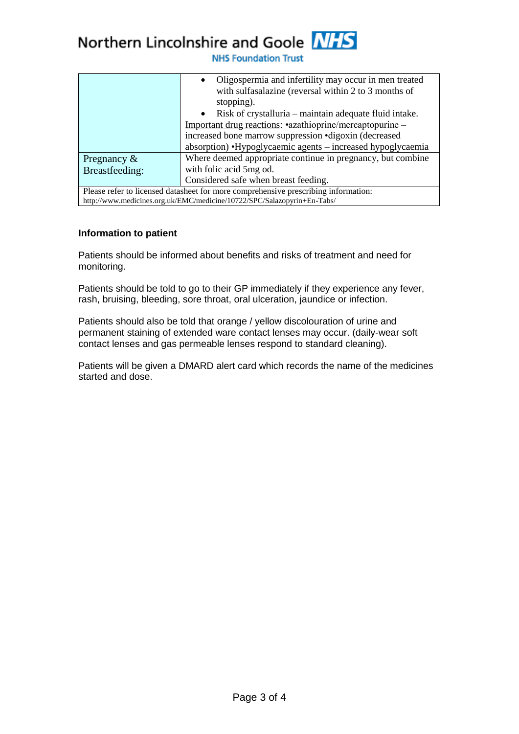| | |
|---|---|
| | • Oligospermia and infertility may occur in men treated with sulfasalazine (reversal within 2 to 3 months of stopping).<br>• Risk of crystalluria – maintain adequate fluid intake.<br>Important drug reactions: •azathioprine/mercaptopurine – increased bone marrow suppression •digoxin (decreased absorption) •Hypoglycaemic agents – increased hypoglycaemia |
| Pregnancy & Breastfeeding: | Where deemed appropriate continue in pregnancy, but combine with folic acid 5mg od.<br>Considered safe when breast feeding. |
| Please refer to licensed datasheet for more comprehensive prescribing information: http://www.medicines.org.uk/EMC/medicine/10722/SPC/Salazopyrin+En-Tabs/ | |

**Information to patient**

Patients should be informed about benefits and risks of treatment and need for monitoring.

Patients should be told to go to their GP immediately if they experience any fever, rash, bruising, bleeding, sore throat, oral ulceration, jaundice or infection.

Patients should also be told that orange / yellow discolouration of urine and permanent staining of extended ware contact lenses may occur. (daily-wear soft contact lenses and gas permeable lenses respond to standard cleaning).

Patients will be given a DMARD alert card which records the name of the medicines started and dose.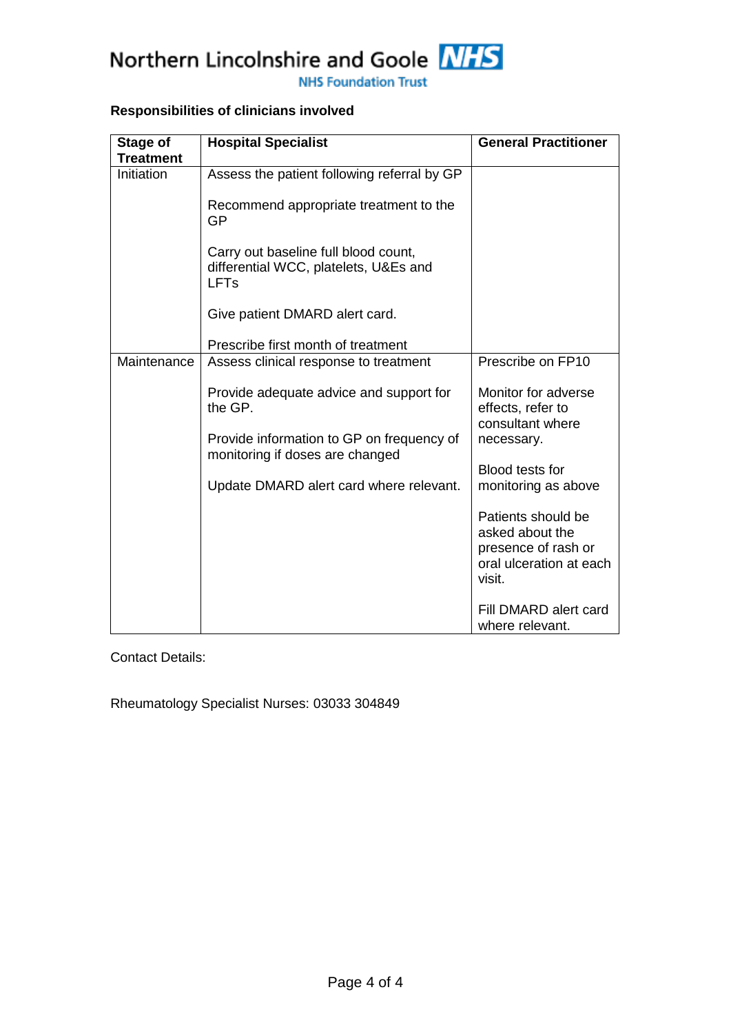**Responsibilities of clinicians involved**

| Stage of Treatment | Hospital Specialist | General Practitioner |
|---|---|---|
| Initiation | Assess the patient following referral by GP<br><br>Recommend appropriate treatment to the GP<br><br>Carry out baseline full blood count, differential WCC, platelets, U&Es and LFTs<br><br>Give patient DMARD alert card.<br><br>Prescribe first month of treatment | |
| Maintenance | Assess clinical response to treatment<br><br>Provide adequate advice and support for the GP.<br><br>Provide information to GP on frequency of monitoring if doses are changed<br><br>Update DMARD alert card where relevant. | Prescribe on FP10<br><br>Monitor for adverse effects, refer to consultant where necessary.<br><br>Blood tests for monitoring as above<br><br>Patients should be asked about the presence of rash or oral ulceration at each visit.<br><br>Fill DMARD alert card where relevant. |

Contact Details:

Rheumatology Specialist Nurses: 03033 304849